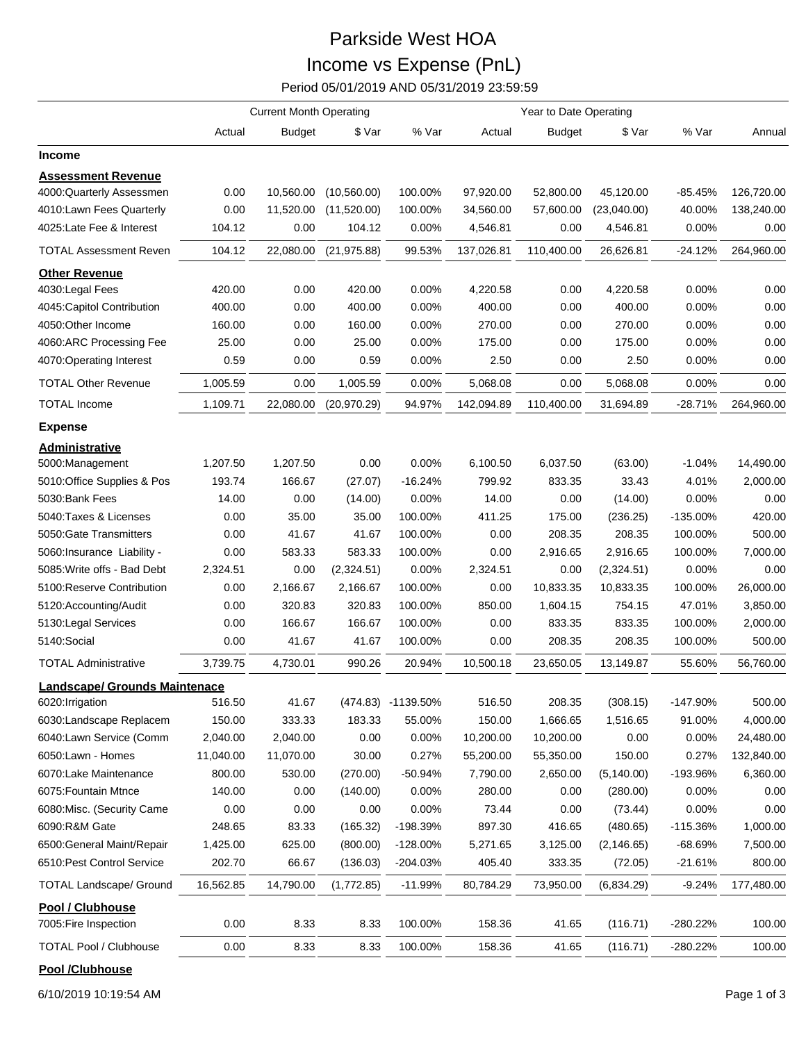# Parkside West HOA

## Income vs Expense (PnL)

Period 05/01/2019 AND 05/31/2019 23:59:59

| | Current Month Operating | | | | Year to Date Operating | | | | |
|---|---|---|---|---|---|---|---|---|---|
| | Actual | Budget | $ Var | % Var | Actual | Budget | $ Var | % Var | Annual |
| **Income** | | | | | | | | | |
| **Assessment Revenue** | | | | | | | | | |
| 4000:Quarterly Assessmen | 0.00 | 10,560.00 | (10,560.00) | 100.00% | 97,920.00 | 52,800.00 | 45,120.00 | -85.45% | 126,720.00 |
| 4010:Lawn Fees Quarterly | 0.00 | 11,520.00 | (11,520.00) | 100.00% | 34,560.00 | 57,600.00 | (23,040.00) | 40.00% | 138,240.00 |
| 4025:Late Fee & Interest | 104.12 | 0.00 | 104.12 | 0.00% | 4,546.81 | 0.00 | 4,546.81 | 0.00% | 0.00 |
| TOTAL Assessment Reven | 104.12 | 22,080.00 | (21,975.88) | 99.53% | 137,026.81 | 110,400.00 | 26,626.81 | -24.12% | 264,960.00 |
| **Other Revenue** | | | | | | | | | |
| 4030:Legal Fees | 420.00 | 0.00 | 420.00 | 0.00% | 4,220.58 | 0.00 | 4,220.58 | 0.00% | 0.00 |
| 4045:Capitol Contribution | 400.00 | 0.00 | 400.00 | 0.00% | 400.00 | 0.00 | 400.00 | 0.00% | 0.00 |
| 4050:Other Income | 160.00 | 0.00 | 160.00 | 0.00% | 270.00 | 0.00 | 270.00 | 0.00% | 0.00 |
| 4060:ARC Processing Fee | 25.00 | 0.00 | 25.00 | 0.00% | 175.00 | 0.00 | 175.00 | 0.00% | 0.00 |
| 4070:Operating Interest | 0.59 | 0.00 | 0.59 | 0.00% | 2.50 | 0.00 | 2.50 | 0.00% | 0.00 |
| TOTAL Other Revenue | 1,005.59 | 0.00 | 1,005.59 | 0.00% | 5,068.08 | 0.00 | 5,068.08 | 0.00% | 0.00 |
| TOTAL Income | 1,109.71 | 22,080.00 | (20,970.29) | 94.97% | 142,094.89 | 110,400.00 | 31,694.89 | -28.71% | 264,960.00 |
| **Expense** | | | | | | | | | |
| **Administrative** | | | | | | | | | |
| 5000:Management | 1,207.50 | 1,207.50 | 0.00 | 0.00% | 6,100.50 | 6,037.50 | (63.00) | -1.04% | 14,490.00 |
| 5010:Office Supplies & Pos | 193.74 | 166.67 | (27.07) | -16.24% | 799.92 | 833.35 | 33.43 | 4.01% | 2,000.00 |
| 5030:Bank Fees | 14.00 | 0.00 | (14.00) | 0.00% | 14.00 | 0.00 | (14.00) | 0.00% | 0.00 |
| 5040:Taxes & Licenses | 0.00 | 35.00 | 35.00 | 100.00% | 411.25 | 175.00 | (236.25) | -135.00% | 420.00 |
| 5050:Gate Transmitters | 0.00 | 41.67 | 41.67 | 100.00% | 0.00 | 208.35 | 208.35 | 100.00% | 500.00 |
| 5060:Insurance Liability - | 0.00 | 583.33 | 583.33 | 100.00% | 0.00 | 2,916.65 | 2,916.65 | 100.00% | 7,000.00 |
| 5085:Write offs - Bad Debt | 2,324.51 | 0.00 | (2,324.51) | 0.00% | 2,324.51 | 0.00 | (2,324.51) | 0.00% | 0.00 |
| 5100:Reserve Contribution | 0.00 | 2,166.67 | 2,166.67 | 100.00% | 0.00 | 10,833.35 | 10,833.35 | 100.00% | 26,000.00 |
| 5120:Accounting/Audit | 0.00 | 320.83 | 320.83 | 100.00% | 850.00 | 1,604.15 | 754.15 | 47.01% | 3,850.00 |
| 5130:Legal Services | 0.00 | 166.67 | 166.67 | 100.00% | 0.00 | 833.35 | 833.35 | 100.00% | 2,000.00 |
| 5140:Social | 0.00 | 41.67 | 41.67 | 100.00% | 0.00 | 208.35 | 208.35 | 100.00% | 500.00 |
| TOTAL Administrative | 3,739.75 | 4,730.01 | 990.26 | 20.94% | 10,500.18 | 23,650.05 | 13,149.87 | 55.60% | 56,760.00 |
| **Landscape/ Grounds Maintenace** | | | | | | | | | |
| 6020:Irrigation | 516.50 | 41.67 | (474.83) | -1139.50% | 516.50 | 208.35 | (308.15) | -147.90% | 500.00 |
| 6030:Landscape Replacem | 150.00 | 333.33 | 183.33 | 55.00% | 150.00 | 1,666.65 | 1,516.65 | 91.00% | 4,000.00 |
| 6040:Lawn Service (Comm | 2,040.00 | 2,040.00 | 0.00 | 0.00% | 10,200.00 | 10,200.00 | 0.00 | 0.00% | 24,480.00 |
| 6050:Lawn - Homes | 11,040.00 | 11,070.00 | 30.00 | 0.27% | 55,200.00 | 55,350.00 | 150.00 | 0.27% | 132,840.00 |
| 6070:Lake Maintenance | 800.00 | 530.00 | (270.00) | -50.94% | 7,790.00 | 2,650.00 | (5,140.00) | -193.96% | 6,360.00 |
| 6075:Fountain Mtnce | 140.00 | 0.00 | (140.00) | 0.00% | 280.00 | 0.00 | (280.00) | 0.00% | 0.00 |
| 6080:Misc. (Security Came | 0.00 | 0.00 | 0.00 | 0.00% | 73.44 | 0.00 | (73.44) | 0.00% | 0.00 |
| 6090:R&M Gate | 248.65 | 83.33 | (165.32) | -198.39% | 897.30 | 416.65 | (480.65) | -115.36% | 1,000.00 |
| 6500:General Maint/Repair | 1,425.00 | 625.00 | (800.00) | -128.00% | 5,271.65 | 3,125.00 | (2,146.65) | -68.69% | 7,500.00 |
| 6510:Pest Control Service | 202.70 | 66.67 | (136.03) | -204.03% | 405.40 | 333.35 | (72.05) | -21.61% | 800.00 |
| TOTAL Landscape/ Ground | 16,562.85 | 14,790.00 | (1,772.85) | -11.99% | 80,784.29 | 73,950.00 | (6,834.29) | -9.24% | 177,480.00 |
| **Pool / Clubhouse** | | | | | | | | | |
| 7005:Fire Inspection | 0.00 | 8.33 | 8.33 | 100.00% | 158.36 | 41.65 | (116.71) | -280.22% | 100.00 |
| TOTAL Pool / Clubhouse | 0.00 | 8.33 | 8.33 | 100.00% | 158.36 | 41.65 | (116.71) | -280.22% | 100.00 |
| **Pool /Clubhouse** | | | | | | | | | |

6/10/2019 10:19:54 AM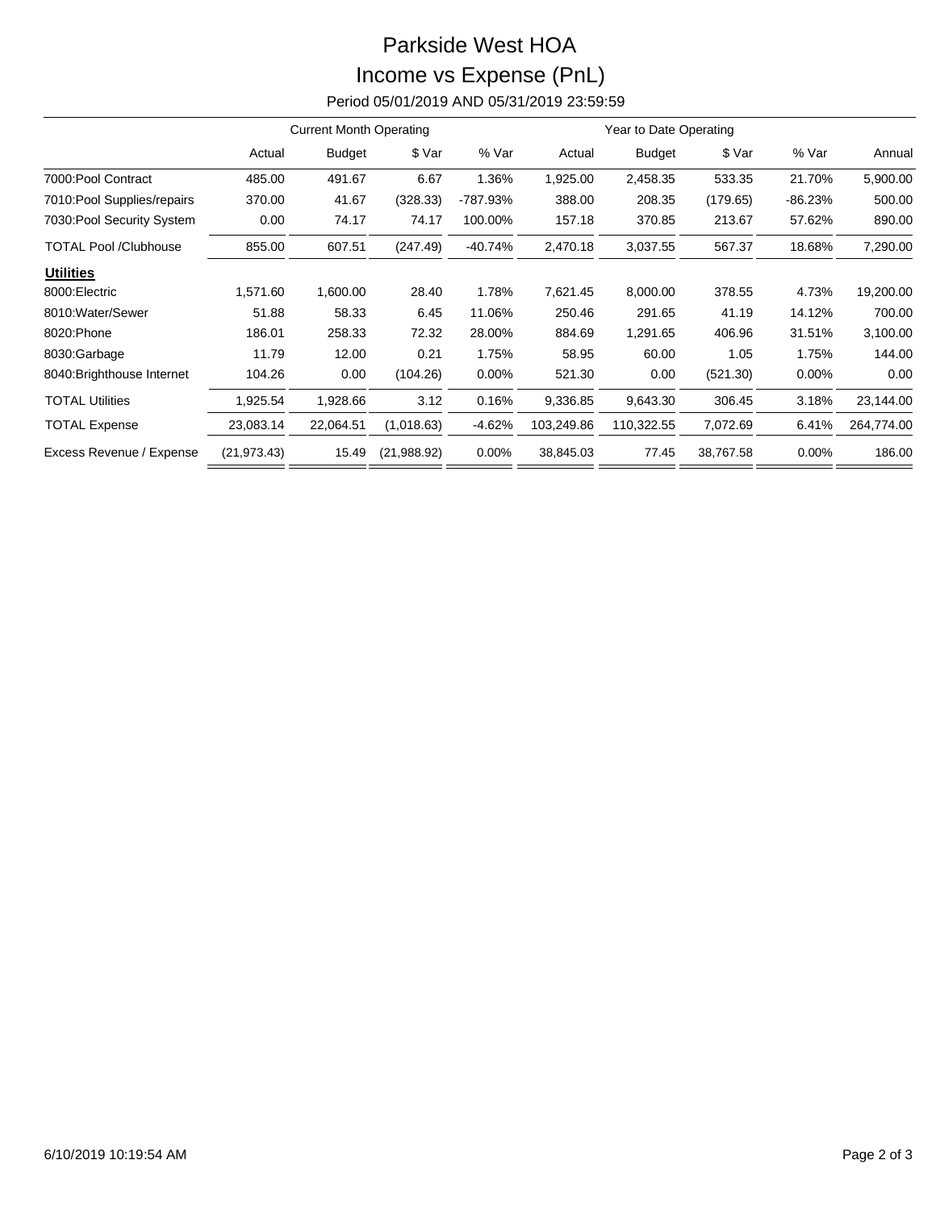# Parkside West HOA

## Income vs Expense (PnL)

Period 05/01/2019 AND 05/31/2019 23:59:59

| | Current Month Operating | | | | Year to Date Operating | | | | |
|---|---|---|---|---|---|---|---|---|---|
| | Actual | Budget | $ Var | % Var | Actual | Budget | $ Var | % Var | Annual |
| 7000:Pool Contract | 485.00 | 491.67 | 6.67 | 1.36% | 1,925.00 | 2,458.35 | 533.35 | 21.70% | 5,900.00 |
| 7010:Pool Supplies/repairs | 370.00 | 41.67 | (328.33) | -787.93% | 388.00 | 208.35 | (179.65) | -86.23% | 500.00 |
| 7030:Pool Security System | 0.00 | 74.17 | 74.17 | 100.00% | 157.18 | 370.85 | 213.67 | 57.62% | 890.00 |
| TOTAL Pool /Clubhouse | 855.00 | 607.51 | (247.49) | -40.74% | 2,470.18 | 3,037.55 | 567.37 | 18.68% | 7,290.00 |
| **Utilities** | | | | | | | | | |
| 8000:Electric | 1,571.60 | 1,600.00 | 28.40 | 1.78% | 7,621.45 | 8,000.00 | 378.55 | 4.73% | 19,200.00 |
| 8010:Water/Sewer | 51.88 | 58.33 | 6.45 | 11.06% | 250.46 | 291.65 | 41.19 | 14.12% | 700.00 |
| 8020:Phone | 186.01 | 258.33 | 72.32 | 28.00% | 884.69 | 1,291.65 | 406.96 | 31.51% | 3,100.00 |
| 8030:Garbage | 11.79 | 12.00 | 0.21 | 1.75% | 58.95 | 60.00 | 1.05 | 1.75% | 144.00 |
| 8040:Brighthouse Internet | 104.26 | 0.00 | (104.26) | 0.00% | 521.30 | 0.00 | (521.30) | 0.00% | 0.00 |
| TOTAL Utilities | 1,925.54 | 1,928.66 | 3.12 | 0.16% | 9,336.85 | 9,643.30 | 306.45 | 3.18% | 23,144.00 |
| TOTAL Expense | 23,083.14 | 22,064.51 | (1,018.63) | -4.62% | 103,249.86 | 110,322.55 | 7,072.69 | 6.41% | 264,774.00 |
| Excess Revenue / Expense | (21,973.43) | 15.49 | (21,988.92) | 0.00% | 38,845.03 | 77.45 | 38,767.58 | 0.00% | 186.00 |

6/10/2019 10:19:54 AM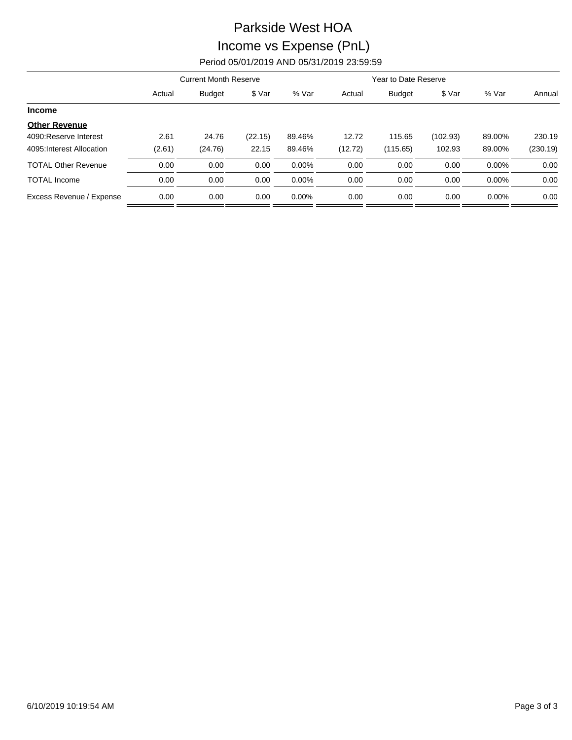# Parkside West HOA

## Income vs Expense (PnL)

Period 05/01/2019 AND 05/31/2019 23:59:59

| | Current Month Reserve | | | | Year to Date Reserve | | | | |
|---|---|---|---|---|---|---|---|---|---|
| | Actual | Budget | $ Var | % Var | Actual | Budget | $ Var | % Var | Annual |
| **Income** | | | | | | | | | |
| **Other Revenue** | | | | | | | | | |
| 4090:Reserve Interest | 2.61 | 24.76 | (22.15) | 89.46% | 12.72 | 115.65 | (102.93) | 89.00% | 230.19 |
| 4095:Interest Allocation | (2.61) | (24.76) | 22.15 | 89.46% | (12.72) | (115.65) | 102.93 | 89.00% | (230.19) |
| TOTAL Other Revenue | 0.00 | 0.00 | 0.00 | 0.00% | 0.00 | 0.00 | 0.00 | 0.00% | 0.00 |
| TOTAL Income | 0.00 | 0.00 | 0.00 | 0.00% | 0.00 | 0.00 | 0.00 | 0.00% | 0.00 |
| Excess Revenue / Expense | 0.00 | 0.00 | 0.00 | 0.00% | 0.00 | 0.00 | 0.00 | 0.00% | 0.00 |

6/10/2019 10:19:54 AM